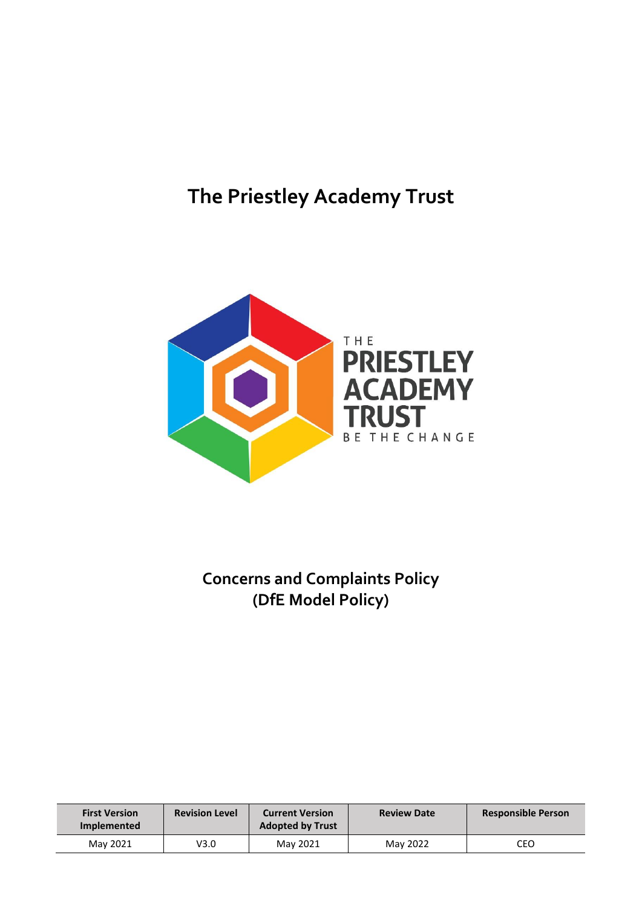# The Priestley Academy Trust

THE PRIESTLEY ACADEMY TRUST

BE THE CHANGE

## Concerns and Complaints Policy (DfE Model Policy)

| First Version Implemented | Revision Level | Current Version Adopted by Trust | Review Date | Responsible Person |
| --- | --- | --- | --- | --- |
| May 2021 | V3.0 | May 2021 | May 2022 | CEO |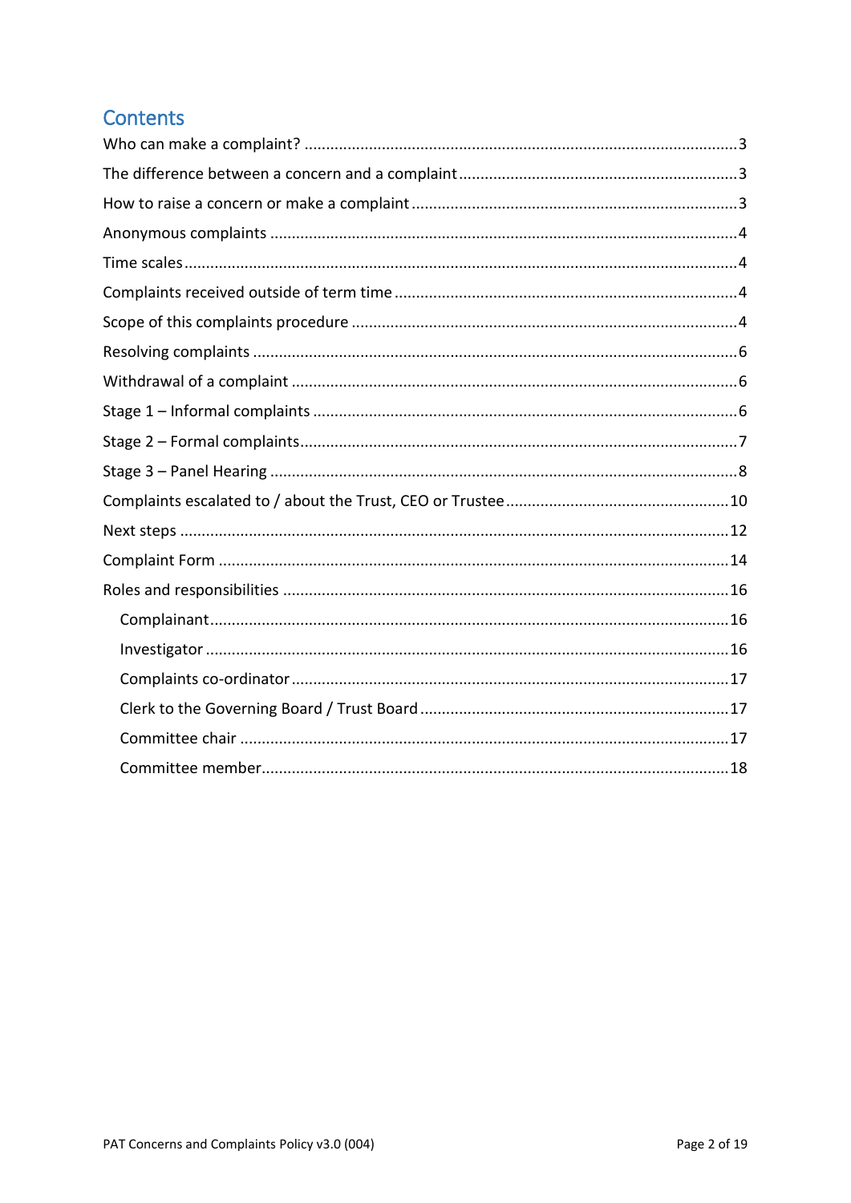# Contents

- Who can make a complaint? .......... 3
- The difference between a concern and a complaint .......... 3
- How to raise a concern or make a complaint .......... 3
- Anonymous complaints .......... 4
- Time scales .......... 4
- Complaints received outside of term time .......... 4
- Scope of this complaints procedure .......... 4
- Resolving complaints .......... 6
- Withdrawal of a complaint .......... 6
- Stage 1 – Informal complaints .......... 6
- Stage 2 – Formal complaints .......... 7
- Stage 3 – Panel Hearing .......... 8
- Complaints escalated to / about the Trust, CEO or Trustee .......... 10
- Next steps .......... 12
- Complaint Form .......... 14
- Roles and responsibilities .......... 16
  - Complainant .......... 16
  - Investigator .......... 16
  - Complaints co-ordinator .......... 17
  - Clerk to the Governing Board / Trust Board .......... 17
  - Committee chair .......... 17
  - Committee member .......... 18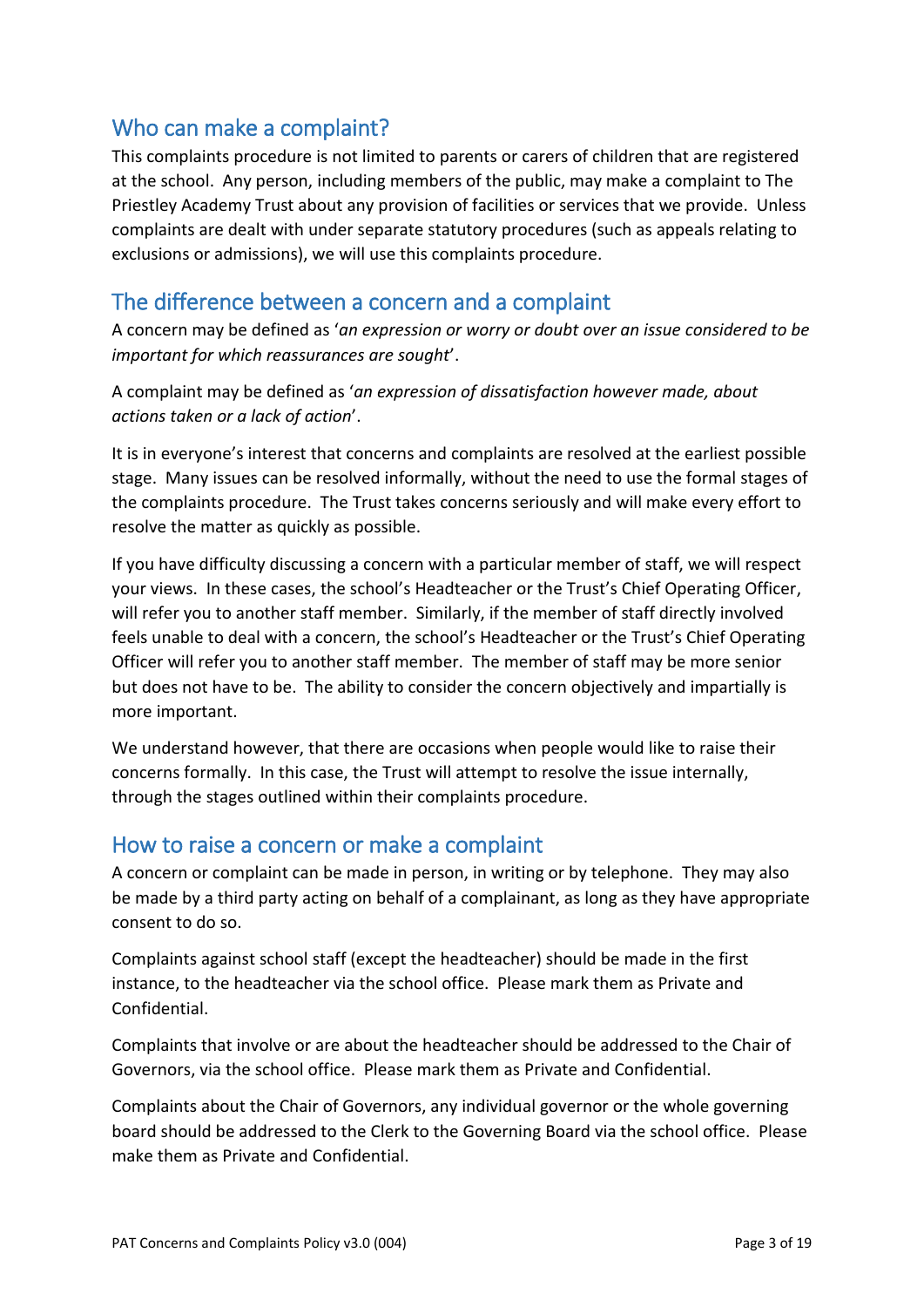## Who can make a complaint?

This complaints procedure is not limited to parents or carers of children that are registered at the school. Any person, including members of the public, may make a complaint to The Priestley Academy Trust about any provision of facilities or services that we provide. Unless complaints are dealt with under separate statutory procedures (such as appeals relating to exclusions or admissions), we will use this complaints procedure.

## The difference between a concern and a complaint

A concern may be defined as '*an expression or worry or doubt over an issue considered to be important for which reassurances are sought*'.

A complaint may be defined as '*an expression of dissatisfaction however made, about actions taken or a lack of action*'.

It is in everyone's interest that concerns and complaints are resolved at the earliest possible stage. Many issues can be resolved informally, without the need to use the formal stages of the complaints procedure. The Trust takes concerns seriously and will make every effort to resolve the matter as quickly as possible.

If you have difficulty discussing a concern with a particular member of staff, we will respect your views. In these cases, the school's Headteacher or the Trust's Chief Operating Officer, will refer you to another staff member. Similarly, if the member of staff directly involved feels unable to deal with a concern, the school's Headteacher or the Trust's Chief Operating Officer will refer you to another staff member. The member of staff may be more senior but does not have to be. The ability to consider the concern objectively and impartially is more important.

We understand however, that there are occasions when people would like to raise their concerns formally. In this case, the Trust will attempt to resolve the issue internally, through the stages outlined within their complaints procedure.

## How to raise a concern or make a complaint

A concern or complaint can be made in person, in writing or by telephone. They may also be made by a third party acting on behalf of a complainant, as long as they have appropriate consent to do so.

Complaints against school staff (except the headteacher) should be made in the first instance, to the headteacher via the school office. Please mark them as Private and Confidential.

Complaints that involve or are about the headteacher should be addressed to the Chair of Governors, via the school office. Please mark them as Private and Confidential.

Complaints about the Chair of Governors, any individual governor or the whole governing board should be addressed to the Clerk to the Governing Board via the school office. Please make them as Private and Confidential.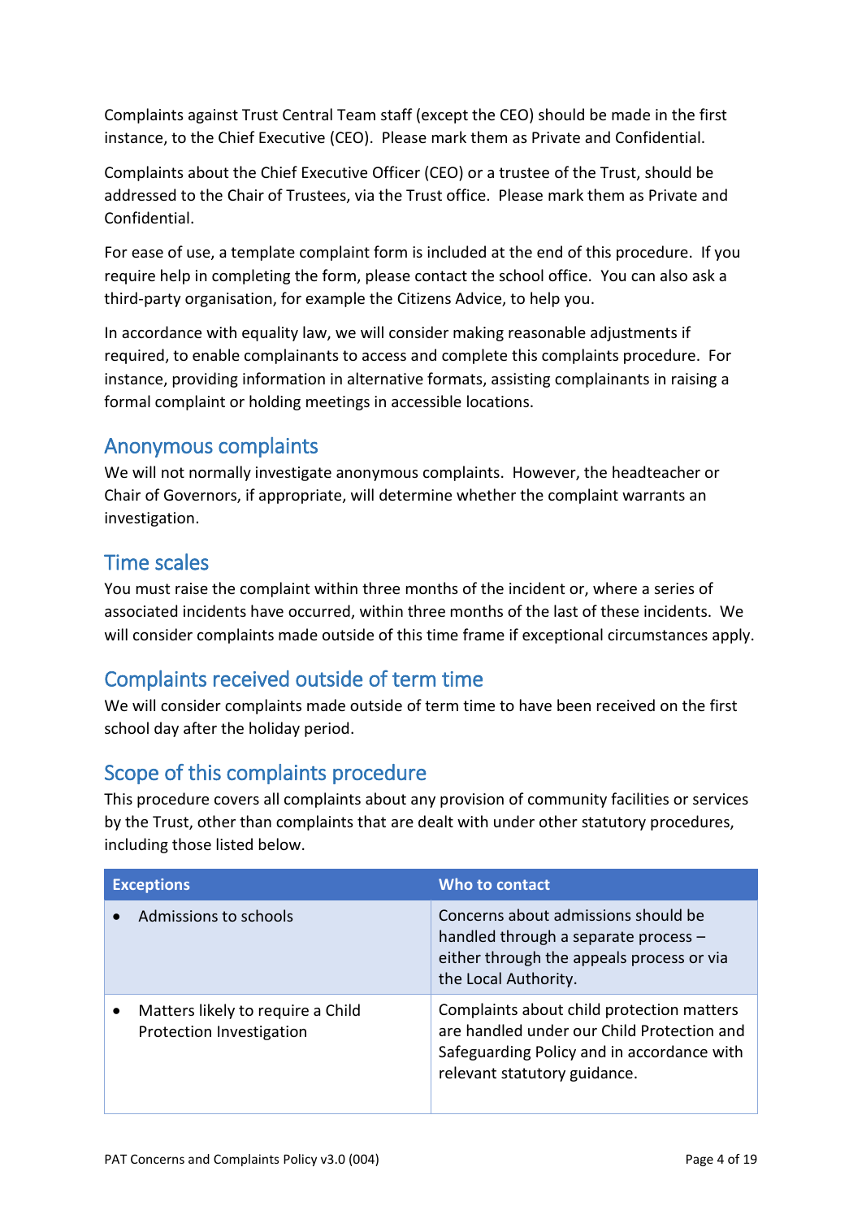Complaints against Trust Central Team staff (except the CEO) should be made in the first instance, to the Chief Executive (CEO). Please mark them as Private and Confidential.

Complaints about the Chief Executive Officer (CEO) or a trustee of the Trust, should be addressed to the Chair of Trustees, via the Trust office. Please mark them as Private and Confidential.

For ease of use, a template complaint form is included at the end of this procedure. If you require help in completing the form, please contact the school office. You can also ask a third-party organisation, for example the Citizens Advice, to help you.

In accordance with equality law, we will consider making reasonable adjustments if required, to enable complainants to access and complete this complaints procedure. For instance, providing information in alternative formats, assisting complainants in raising a formal complaint or holding meetings in accessible locations.

## Anonymous complaints

We will not normally investigate anonymous complaints. However, the headteacher or Chair of Governors, if appropriate, will determine whether the complaint warrants an investigation.

## Time scales

You must raise the complaint within three months of the incident or, where a series of associated incidents have occurred, within three months of the last of these incidents. We will consider complaints made outside of this time frame if exceptional circumstances apply.

## Complaints received outside of term time

We will consider complaints made outside of term time to have been received on the first school day after the holiday period.

## Scope of this complaints procedure

This procedure covers all complaints about any provision of community facilities or services by the Trust, other than complaints that are dealt with under other statutory procedures, including those listed below.

| Exceptions | Who to contact |
|---|---|
| • Admissions to schools | Concerns about admissions should be handled through a separate process – either through the appeals process or via the Local Authority. |
| • Matters likely to require a Child Protection Investigation | Complaints about child protection matters are handled under our Child Protection and Safeguarding Policy and in accordance with relevant statutory guidance. |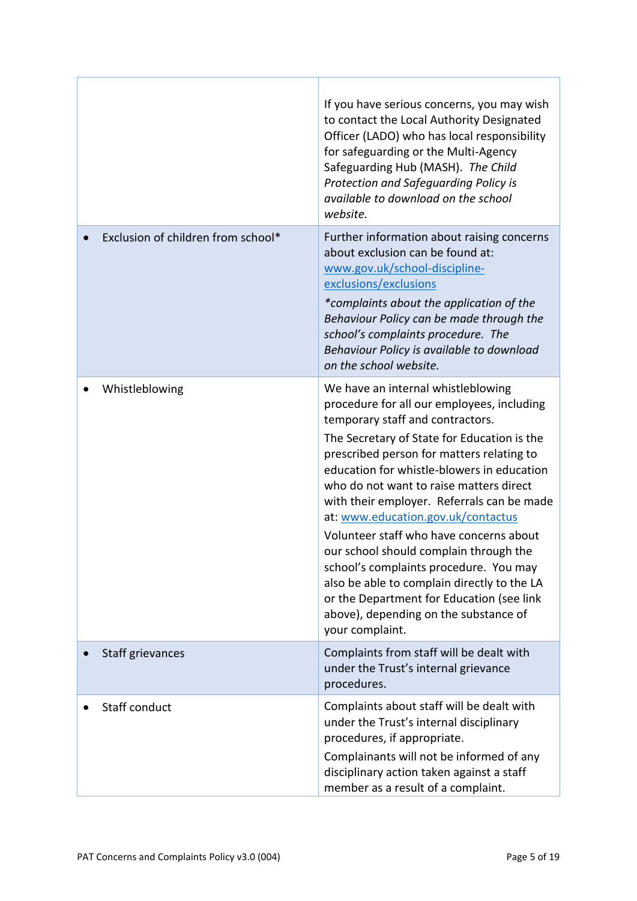| | |
|---|---|
| | If you have serious concerns, you may wish to contact the Local Authority Designated Officer (LADO) who has local responsibility for safeguarding or the Multi-Agency Safeguarding Hub (MASH). *The Child Protection and Safeguarding Policy is available to download on the school website.* |
| • Exclusion of children from school* | Further information about raising concerns about exclusion can be found at: [www.gov.uk/school-discipline-exclusions/exclusions](www.gov.uk/school-discipline-exclusions/exclusions)<br>**complaints about the application of the Behaviour Policy can be made through the school's complaints procedure. The Behaviour Policy is available to download on the school website.* |
| • Whistleblowing | We have an internal whistleblowing procedure for all our employees, including temporary staff and contractors.<br>The Secretary of State for Education is the prescribed person for matters relating to education for whistle-blowers in education who do not want to raise matters direct with their employer. Referrals can be made at: [www.education.gov.uk/contactus](www.education.gov.uk/contactus)<br>Volunteer staff who have concerns about our school should complain through the school's complaints procedure. You may also be able to complain directly to the LA or the Department for Education (see link above), depending on the substance of your complaint. |
| • Staff grievances | Complaints from staff will be dealt with under the Trust's internal grievance procedures. |
| • Staff conduct | Complaints about staff will be dealt with under the Trust's internal disciplinary procedures, if appropriate.<br>Complainants will not be informed of any disciplinary action taken against a staff member as a result of a complaint. |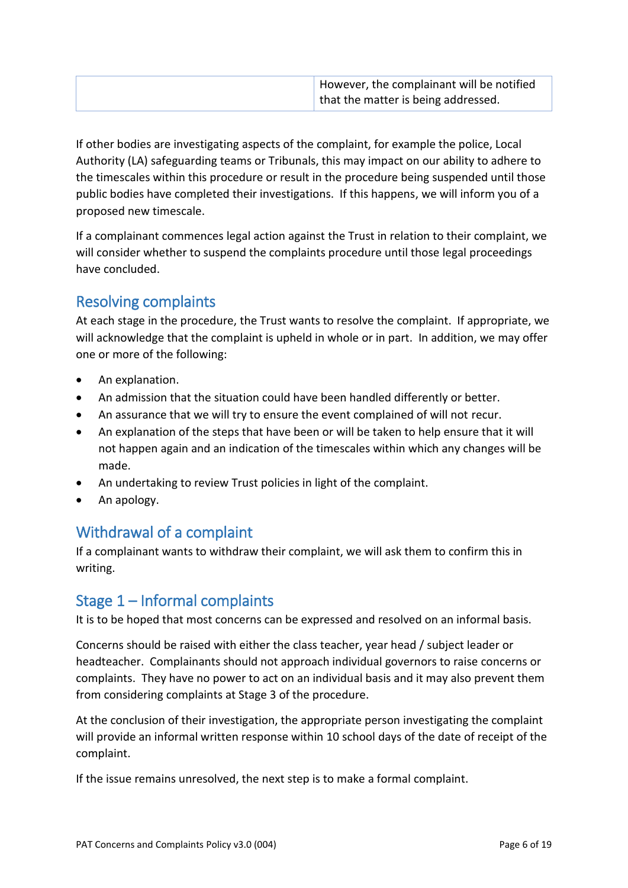| | However, the complainant will be notified that the matter is being addressed. |
|---|---|

If other bodies are investigating aspects of the complaint, for example the police, Local Authority (LA) safeguarding teams or Tribunals, this may impact on our ability to adhere to the timescales within this procedure or result in the procedure being suspended until those public bodies have completed their investigations. If this happens, we will inform you of a proposed new timescale.

If a complainant commences legal action against the Trust in relation to their complaint, we will consider whether to suspend the complaints procedure until those legal proceedings have concluded.

## Resolving complaints

At each stage in the procedure, the Trust wants to resolve the complaint. If appropriate, we will acknowledge that the complaint is upheld in whole or in part. In addition, we may offer one or more of the following:

- An explanation.
- An admission that the situation could have been handled differently or better.
- An assurance that we will try to ensure the event complained of will not recur.
- An explanation of the steps that have been or will be taken to help ensure that it will not happen again and an indication of the timescales within which any changes will be made.
- An undertaking to review Trust policies in light of the complaint.
- An apology.

## Withdrawal of a complaint

If a complainant wants to withdraw their complaint, we will ask them to confirm this in writing.

## Stage 1 – Informal complaints

It is to be hoped that most concerns can be expressed and resolved on an informal basis.

Concerns should be raised with either the class teacher, year head / subject leader or headteacher. Complainants should not approach individual governors to raise concerns or complaints. They have no power to act on an individual basis and it may also prevent them from considering complaints at Stage 3 of the procedure.

At the conclusion of their investigation, the appropriate person investigating the complaint will provide an informal written response within 10 school days of the date of receipt of the complaint.

If the issue remains unresolved, the next step is to make a formal complaint.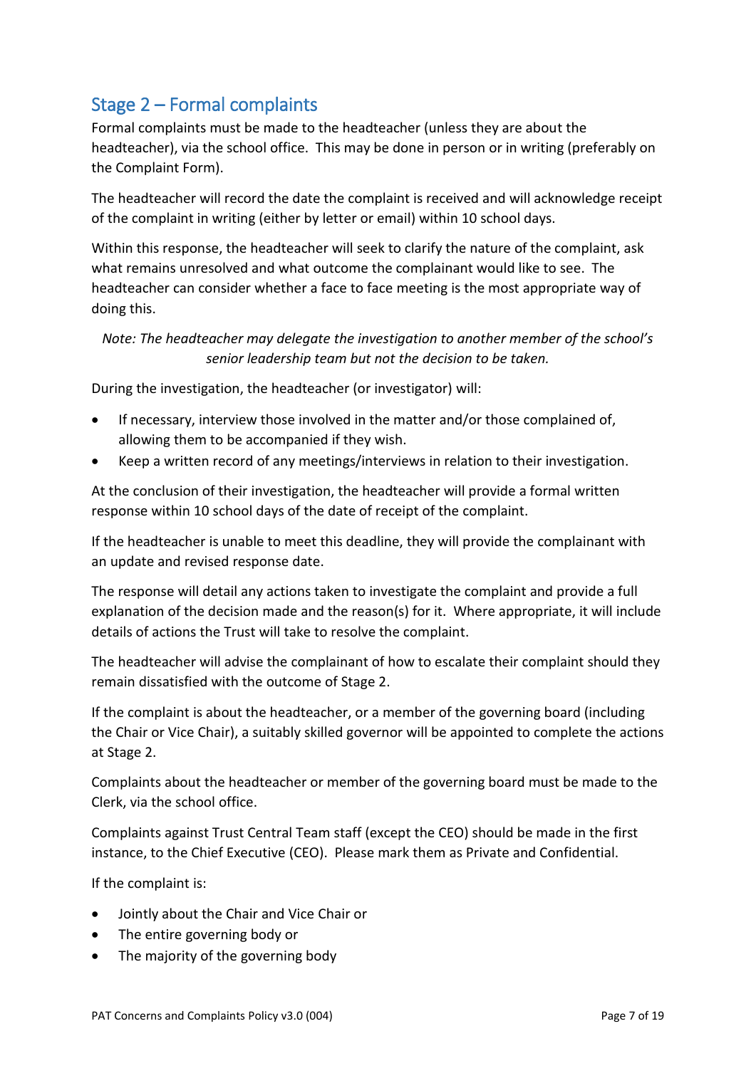## Stage 2 – Formal complaints

Formal complaints must be made to the headteacher (unless they are about the headteacher), via the school office. This may be done in person or in writing (preferably on the Complaint Form).

The headteacher will record the date the complaint is received and will acknowledge receipt of the complaint in writing (either by letter or email) within 10 school days.

Within this response, the headteacher will seek to clarify the nature of the complaint, ask what remains unresolved and what outcome the complainant would like to see. The headteacher can consider whether a face to face meeting is the most appropriate way of doing this.

*Note: The headteacher may delegate the investigation to another member of the school's senior leadership team but not the decision to be taken.*

During the investigation, the headteacher (or investigator) will:

- If necessary, interview those involved in the matter and/or those complained of, allowing them to be accompanied if they wish.
- Keep a written record of any meetings/interviews in relation to their investigation.

At the conclusion of their investigation, the headteacher will provide a formal written response within 10 school days of the date of receipt of the complaint.

If the headteacher is unable to meet this deadline, they will provide the complainant with an update and revised response date.

The response will detail any actions taken to investigate the complaint and provide a full explanation of the decision made and the reason(s) for it. Where appropriate, it will include details of actions the Trust will take to resolve the complaint.

The headteacher will advise the complainant of how to escalate their complaint should they remain dissatisfied with the outcome of Stage 2.

If the complaint is about the headteacher, or a member of the governing board (including the Chair or Vice Chair), a suitably skilled governor will be appointed to complete the actions at Stage 2.

Complaints about the headteacher or member of the governing board must be made to the Clerk, via the school office.

Complaints against Trust Central Team staff (except the CEO) should be made in the first instance, to the Chief Executive (CEO). Please mark them as Private and Confidential.

If the complaint is:

- Jointly about the Chair and Vice Chair or
- The entire governing body or
- The majority of the governing body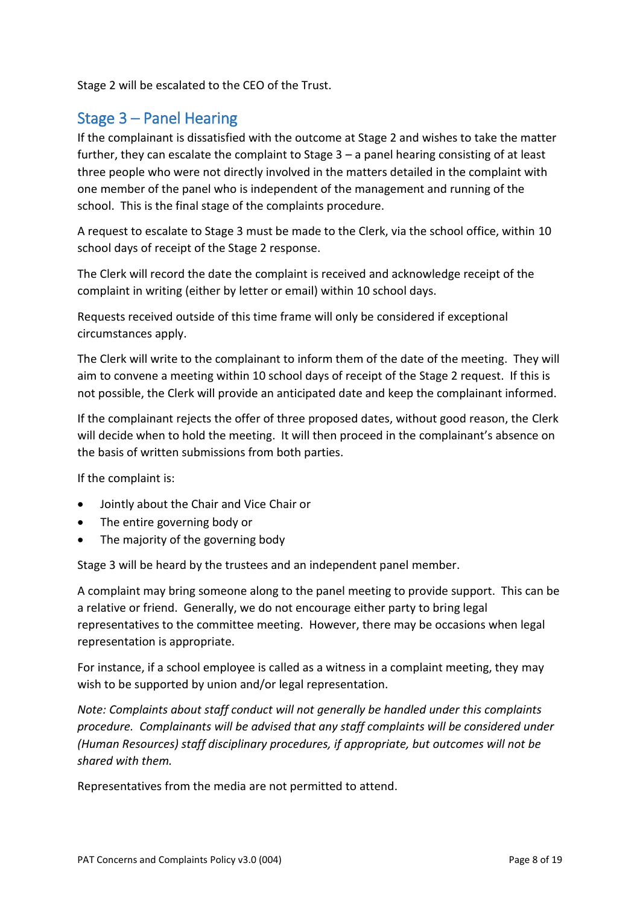Stage 2 will be escalated to the CEO of the Trust.

## Stage 3 – Panel Hearing

If the complainant is dissatisfied with the outcome at Stage 2 and wishes to take the matter further, they can escalate the complaint to Stage 3 – a panel hearing consisting of at least three people who were not directly involved in the matters detailed in the complaint with one member of the panel who is independent of the management and running of the school. This is the final stage of the complaints procedure.

A request to escalate to Stage 3 must be made to the Clerk, via the school office, within 10 school days of receipt of the Stage 2 response.

The Clerk will record the date the complaint is received and acknowledge receipt of the complaint in writing (either by letter or email) within 10 school days.

Requests received outside of this time frame will only be considered if exceptional circumstances apply.

The Clerk will write to the complainant to inform them of the date of the meeting. They will aim to convene a meeting within 10 school days of receipt of the Stage 2 request. If this is not possible, the Clerk will provide an anticipated date and keep the complainant informed.

If the complainant rejects the offer of three proposed dates, without good reason, the Clerk will decide when to hold the meeting. It will then proceed in the complainant's absence on the basis of written submissions from both parties.

If the complaint is:

- Jointly about the Chair and Vice Chair or
- The entire governing body or
- The majority of the governing body

Stage 3 will be heard by the trustees and an independent panel member.

A complaint may bring someone along to the panel meeting to provide support. This can be a relative or friend. Generally, we do not encourage either party to bring legal representatives to the committee meeting. However, there may be occasions when legal representation is appropriate.

For instance, if a school employee is called as a witness in a complaint meeting, they may wish to be supported by union and/or legal representation.

*Note: Complaints about staff conduct will not generally be handled under this complaints procedure. Complainants will be advised that any staff complaints will be considered under (Human Resources) staff disciplinary procedures, if appropriate, but outcomes will not be shared with them.*

Representatives from the media are not permitted to attend.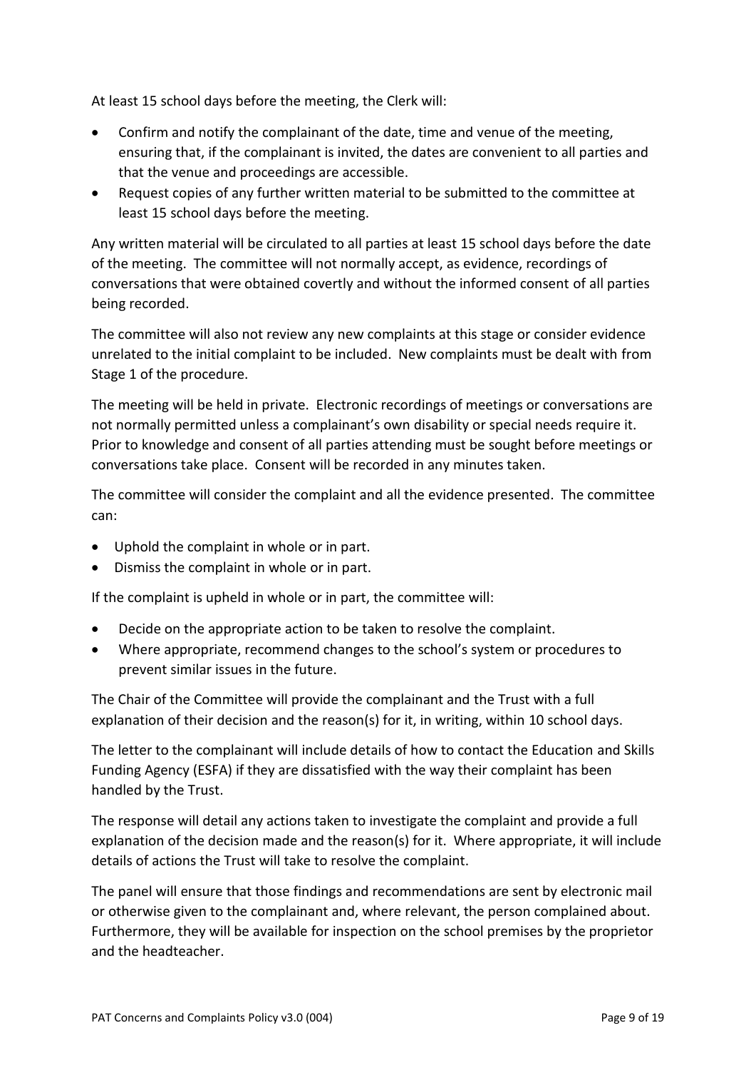At least 15 school days before the meeting, the Clerk will:

- Confirm and notify the complainant of the date, time and venue of the meeting, ensuring that, if the complainant is invited, the dates are convenient to all parties and that the venue and proceedings are accessible.
- Request copies of any further written material to be submitted to the committee at least 15 school days before the meeting.

Any written material will be circulated to all parties at least 15 school days before the date of the meeting. The committee will not normally accept, as evidence, recordings of conversations that were obtained covertly and without the informed consent of all parties being recorded.

The committee will also not review any new complaints at this stage or consider evidence unrelated to the initial complaint to be included. New complaints must be dealt with from Stage 1 of the procedure.

The meeting will be held in private. Electronic recordings of meetings or conversations are not normally permitted unless a complainant's own disability or special needs require it. Prior to knowledge and consent of all parties attending must be sought before meetings or conversations take place. Consent will be recorded in any minutes taken.

The committee will consider the complaint and all the evidence presented. The committee can:

- Uphold the complaint in whole or in part.
- Dismiss the complaint in whole or in part.

If the complaint is upheld in whole or in part, the committee will:

- Decide on the appropriate action to be taken to resolve the complaint.
- Where appropriate, recommend changes to the school's system or procedures to prevent similar issues in the future.

The Chair of the Committee will provide the complainant and the Trust with a full explanation of their decision and the reason(s) for it, in writing, within 10 school days.

The letter to the complainant will include details of how to contact the Education and Skills Funding Agency (ESFA) if they are dissatisfied with the way their complaint has been handled by the Trust.

The response will detail any actions taken to investigate the complaint and provide a full explanation of the decision made and the reason(s) for it. Where appropriate, it will include details of actions the Trust will take to resolve the complaint.

The panel will ensure that those findings and recommendations are sent by electronic mail or otherwise given to the complainant and, where relevant, the person complained about. Furthermore, they will be available for inspection on the school premises by the proprietor and the headteacher.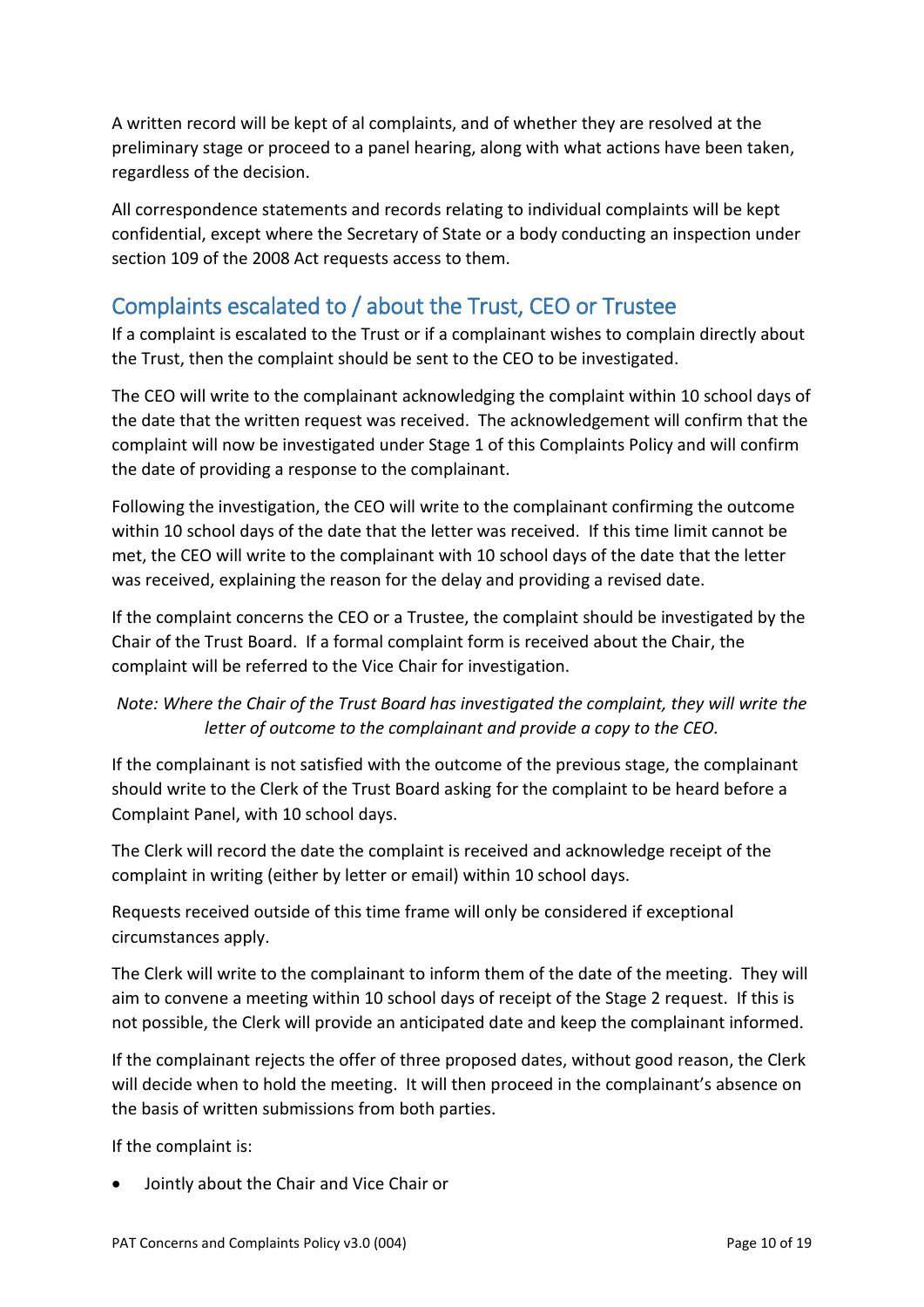A written record will be kept of al complaints, and of whether they are resolved at the preliminary stage or proceed to a panel hearing, along with what actions have been taken, regardless of the decision.

All correspondence statements and records relating to individual complaints will be kept confidential, except where the Secretary of State or a body conducting an inspection under section 109 of the 2008 Act requests access to them.

## Complaints escalated to / about the Trust, CEO or Trustee

If a complaint is escalated to the Trust or if a complainant wishes to complain directly about the Trust, then the complaint should be sent to the CEO to be investigated.

The CEO will write to the complainant acknowledging the complaint within 10 school days of the date that the written request was received. The acknowledgement will confirm that the complaint will now be investigated under Stage 1 of this Complaints Policy and will confirm the date of providing a response to the complainant.

Following the investigation, the CEO will write to the complainant confirming the outcome within 10 school days of the date that the letter was received. If this time limit cannot be met, the CEO will write to the complainant with 10 school days of the date that the letter was received, explaining the reason for the delay and providing a revised date.

If the complaint concerns the CEO or a Trustee, the complaint should be investigated by the Chair of the Trust Board. If a formal complaint form is received about the Chair, the complaint will be referred to the Vice Chair for investigation.

*Note: Where the Chair of the Trust Board has investigated the complaint, they will write the letter of outcome to the complainant and provide a copy to the CEO.*

If the complainant is not satisfied with the outcome of the previous stage, the complainant should write to the Clerk of the Trust Board asking for the complaint to be heard before a Complaint Panel, with 10 school days.

The Clerk will record the date the complaint is received and acknowledge receipt of the complaint in writing (either by letter or email) within 10 school days.

Requests received outside of this time frame will only be considered if exceptional circumstances apply.

The Clerk will write to the complainant to inform them of the date of the meeting. They will aim to convene a meeting within 10 school days of receipt of the Stage 2 request. If this is not possible, the Clerk will provide an anticipated date and keep the complainant informed.

If the complainant rejects the offer of three proposed dates, without good reason, the Clerk will decide when to hold the meeting. It will then proceed in the complainant's absence on the basis of written submissions from both parties.

If the complaint is:

- Jointly about the Chair and Vice Chair or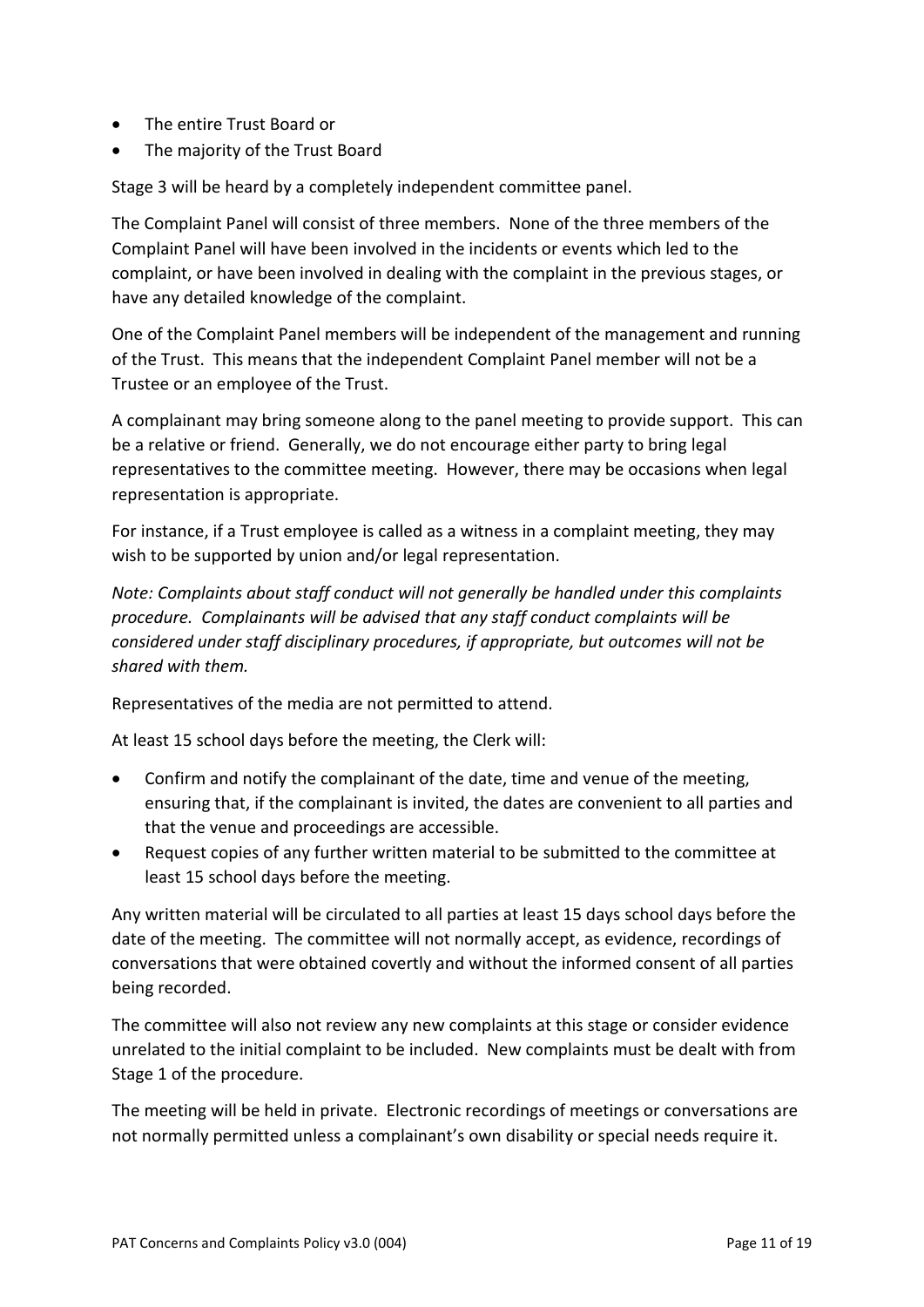- The entire Trust Board or
- The majority of the Trust Board

Stage 3 will be heard by a completely independent committee panel.

The Complaint Panel will consist of three members. None of the three members of the Complaint Panel will have been involved in the incidents or events which led to the complaint, or have been involved in dealing with the complaint in the previous stages, or have any detailed knowledge of the complaint.

One of the Complaint Panel members will be independent of the management and running of the Trust. This means that the independent Complaint Panel member will not be a Trustee or an employee of the Trust.

A complainant may bring someone along to the panel meeting to provide support. This can be a relative or friend. Generally, we do not encourage either party to bring legal representatives to the committee meeting. However, there may be occasions when legal representation is appropriate.

For instance, if a Trust employee is called as a witness in a complaint meeting, they may wish to be supported by union and/or legal representation.

*Note: Complaints about staff conduct will not generally be handled under this complaints procedure. Complainants will be advised that any staff conduct complaints will be considered under staff disciplinary procedures, if appropriate, but outcomes will not be shared with them.*

Representatives of the media are not permitted to attend.

At least 15 school days before the meeting, the Clerk will:

- Confirm and notify the complainant of the date, time and venue of the meeting, ensuring that, if the complainant is invited, the dates are convenient to all parties and that the venue and proceedings are accessible.
- Request copies of any further written material to be submitted to the committee at least 15 school days before the meeting.

Any written material will be circulated to all parties at least 15 days school days before the date of the meeting. The committee will not normally accept, as evidence, recordings of conversations that were obtained covertly and without the informed consent of all parties being recorded.

The committee will also not review any new complaints at this stage or consider evidence unrelated to the initial complaint to be included. New complaints must be dealt with from Stage 1 of the procedure.

The meeting will be held in private. Electronic recordings of meetings or conversations are not normally permitted unless a complainant's own disability or special needs require it.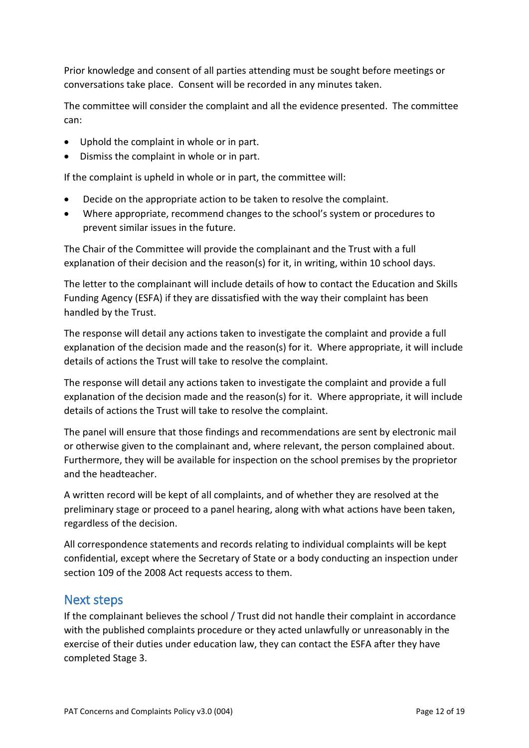Prior knowledge and consent of all parties attending must be sought before meetings or conversations take place. Consent will be recorded in any minutes taken.

The committee will consider the complaint and all the evidence presented. The committee can:

- Uphold the complaint in whole or in part.
- Dismiss the complaint in whole or in part.

If the complaint is upheld in whole or in part, the committee will:

- Decide on the appropriate action to be taken to resolve the complaint.
- Where appropriate, recommend changes to the school's system or procedures to prevent similar issues in the future.

The Chair of the Committee will provide the complainant and the Trust with a full explanation of their decision and the reason(s) for it, in writing, within 10 school days.

The letter to the complainant will include details of how to contact the Education and Skills Funding Agency (ESFA) if they are dissatisfied with the way their complaint has been handled by the Trust.

The response will detail any actions taken to investigate the complaint and provide a full explanation of the decision made and the reason(s) for it. Where appropriate, it will include details of actions the Trust will take to resolve the complaint.

The response will detail any actions taken to investigate the complaint and provide a full explanation of the decision made and the reason(s) for it. Where appropriate, it will include details of actions the Trust will take to resolve the complaint.

The panel will ensure that those findings and recommendations are sent by electronic mail or otherwise given to the complainant and, where relevant, the person complained about. Furthermore, they will be available for inspection on the school premises by the proprietor and the headteacher.

A written record will be kept of all complaints, and of whether they are resolved at the preliminary stage or proceed to a panel hearing, along with what actions have been taken, regardless of the decision.

All correspondence statements and records relating to individual complaints will be kept confidential, except where the Secretary of State or a body conducting an inspection under section 109 of the 2008 Act requests access to them.

## Next steps

If the complainant believes the school / Trust did not handle their complaint in accordance with the published complaints procedure or they acted unlawfully or unreasonably in the exercise of their duties under education law, they can contact the ESFA after they have completed Stage 3.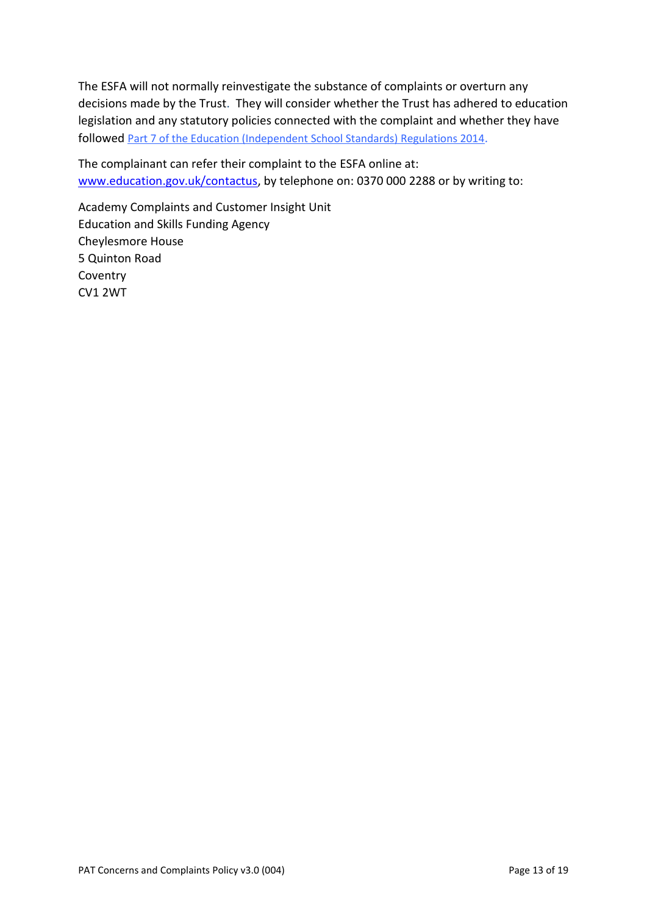The ESFA will not normally reinvestigate the substance of complaints or overturn any decisions made by the Trust. They will consider whether the Trust has adhered to education legislation and any statutory policies connected with the complaint and whether they have followed Part 7 of the Education (Independent School Standards) Regulations 2014.

The complainant can refer their complaint to the ESFA online at: www.education.gov.uk/contactus, by telephone on: 0370 000 2288 or by writing to:

Academy Complaints and Customer Insight Unit
Education and Skills Funding Agency
Cheylesmore House
5 Quinton Road
Coventry
CV1 2WT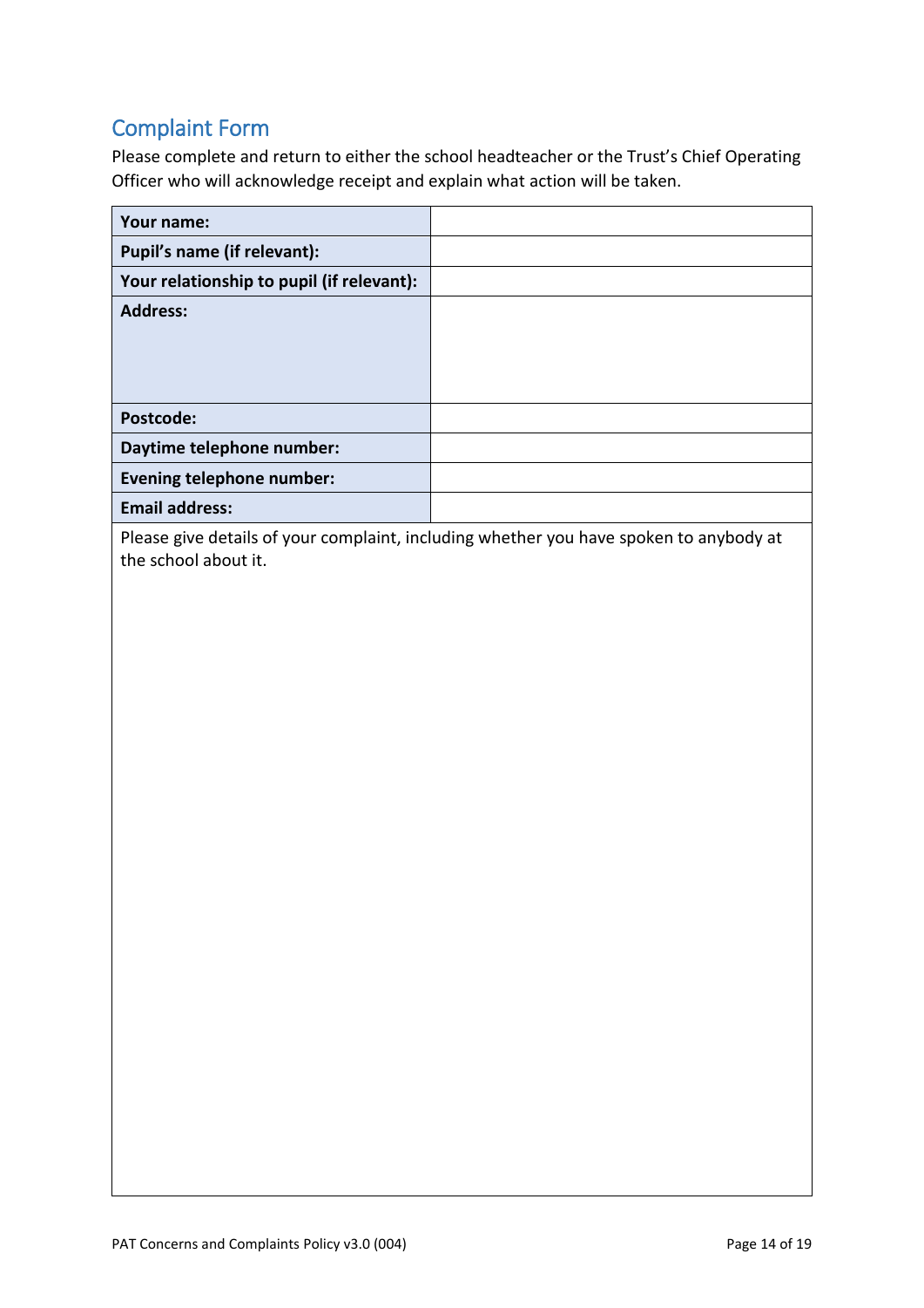## Complaint Form

Please complete and return to either the school headteacher or the Trust's Chief Operating Officer who will acknowledge receipt and explain what action will be taken.

| | |
|---|---|
| **Your name:** | |
| **Pupil's name (if relevant):** | |
| **Your relationship to pupil (if relevant):** | |
| **Address:** | |
| **Postcode:** | |
| **Daytime telephone number:** | |
| **Evening telephone number:** | |
| **Email address:** | |

Please give details of your complaint, including whether you have spoken to anybody at the school about it.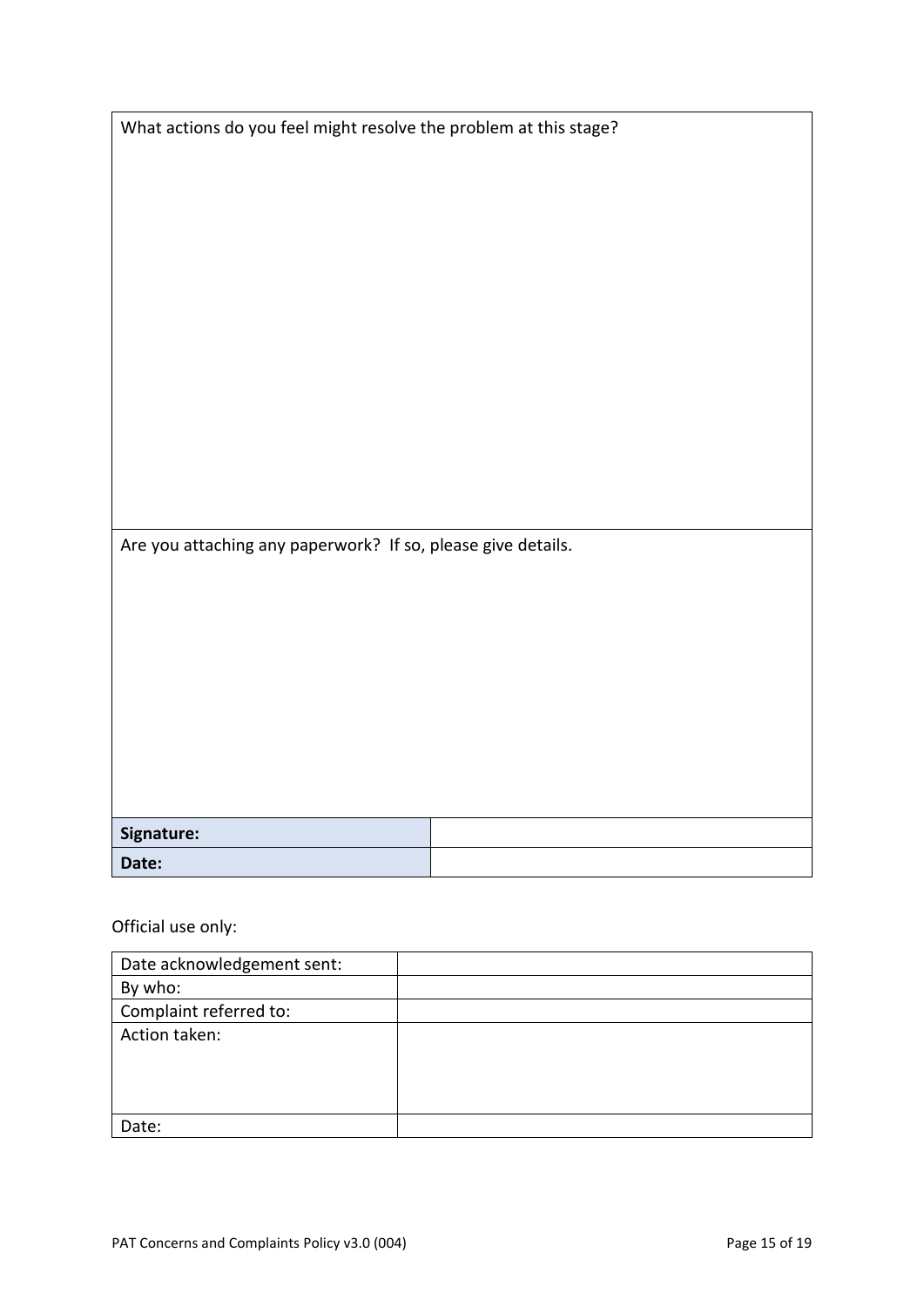| What actions do you feel might resolve the problem at this stage? |
| --- |
| |

| Are you attaching any paperwork? If so, please give details. |
| --- |
| |

| **Signature:** | |
| --- | --- |
| **Date:** | |

Official use only:

| Date acknowledgement sent: | |
| --- | --- |
| By who: | |
| Complaint referred to: | |
| Action taken: | |
| Date: | |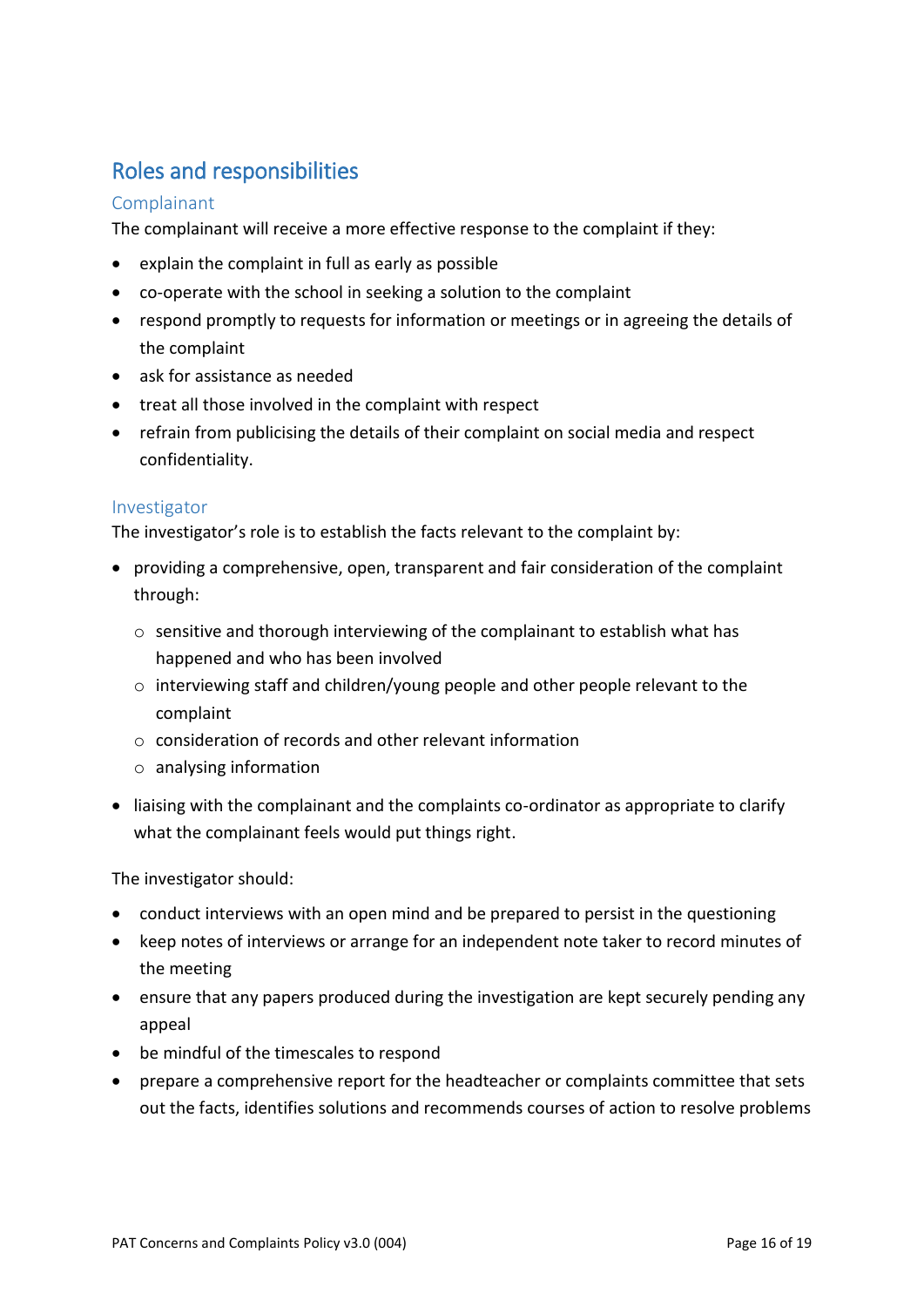## Roles and responsibilities

### Complainant

The complainant will receive a more effective response to the complaint if they:

- explain the complaint in full as early as possible
- co-operate with the school in seeking a solution to the complaint
- respond promptly to requests for information or meetings or in agreeing the details of the complaint
- ask for assistance as needed
- treat all those involved in the complaint with respect
- refrain from publicising the details of their complaint on social media and respect confidentiality.

### Investigator

The investigator's role is to establish the facts relevant to the complaint by:

- providing a comprehensive, open, transparent and fair consideration of the complaint through:
  - sensitive and thorough interviewing of the complainant to establish what has happened and who has been involved
  - interviewing staff and children/young people and other people relevant to the complaint
  - consideration of records and other relevant information
  - analysing information
- liaising with the complainant and the complaints co-ordinator as appropriate to clarify what the complainant feels would put things right.

The investigator should:

- conduct interviews with an open mind and be prepared to persist in the questioning
- keep notes of interviews or arrange for an independent note taker to record minutes of the meeting
- ensure that any papers produced during the investigation are kept securely pending any appeal
- be mindful of the timescales to respond
- prepare a comprehensive report for the headteacher or complaints committee that sets out the facts, identifies solutions and recommends courses of action to resolve problems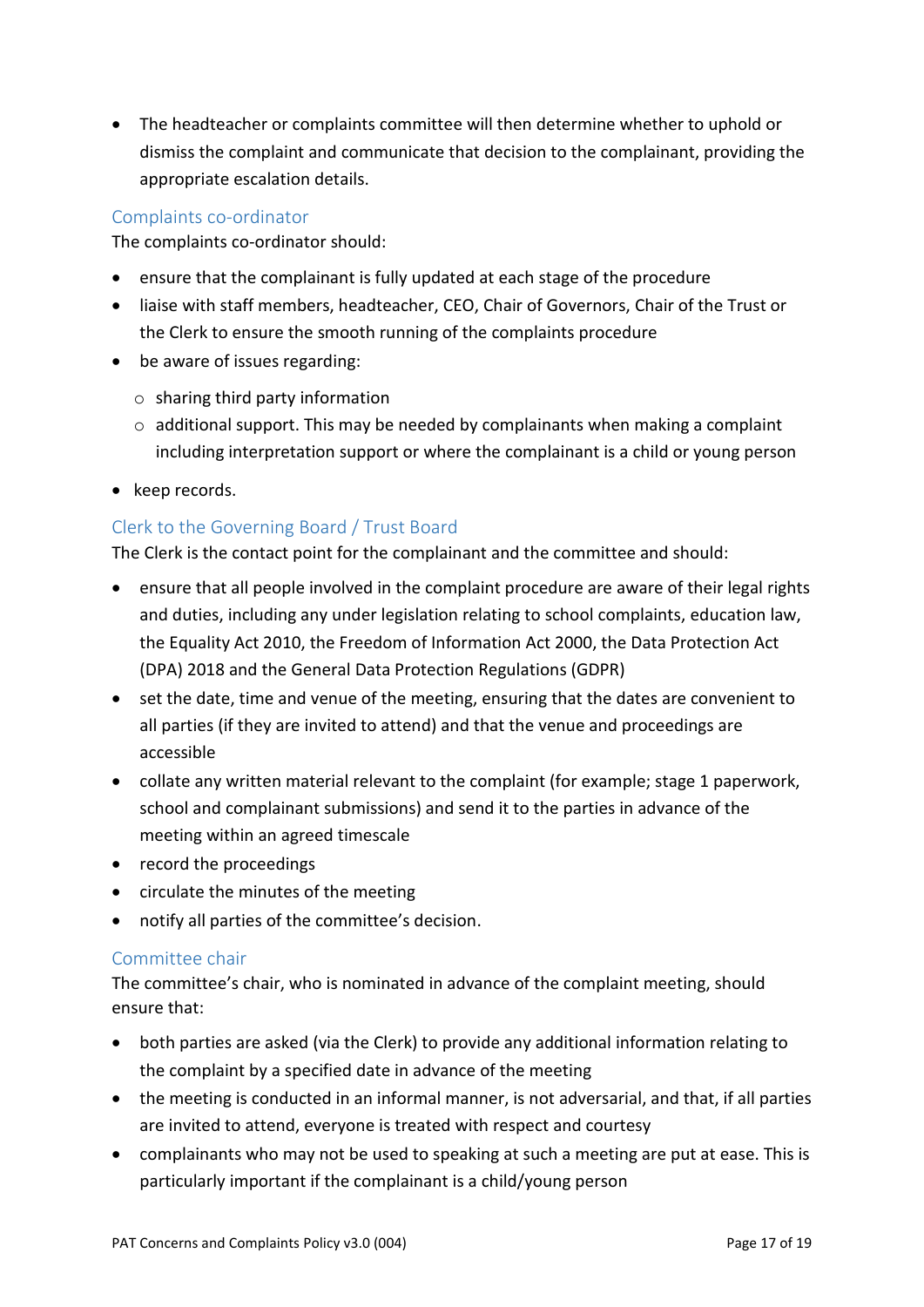- The headteacher or complaints committee will then determine whether to uphold or dismiss the complaint and communicate that decision to the complainant, providing the appropriate escalation details.

### Complaints co-ordinator

The complaints co-ordinator should:

- ensure that the complainant is fully updated at each stage of the procedure
- liaise with staff members, headteacher, CEO, Chair of Governors, Chair of the Trust or the Clerk to ensure the smooth running of the complaints procedure
- be aware of issues regarding:
  - sharing third party information
  - additional support. This may be needed by complainants when making a complaint including interpretation support or where the complainant is a child or young person
- keep records.

### Clerk to the Governing Board / Trust Board

The Clerk is the contact point for the complainant and the committee and should:

- ensure that all people involved in the complaint procedure are aware of their legal rights and duties, including any under legislation relating to school complaints, education law, the Equality Act 2010, the Freedom of Information Act 2000, the Data Protection Act (DPA) 2018 and the General Data Protection Regulations (GDPR)
- set the date, time and venue of the meeting, ensuring that the dates are convenient to all parties (if they are invited to attend) and that the venue and proceedings are accessible
- collate any written material relevant to the complaint (for example; stage 1 paperwork, school and complainant submissions) and send it to the parties in advance of the meeting within an agreed timescale
- record the proceedings
- circulate the minutes of the meeting
- notify all parties of the committee's decision.

### Committee chair

The committee's chair, who is nominated in advance of the complaint meeting, should ensure that:

- both parties are asked (via the Clerk) to provide any additional information relating to the complaint by a specified date in advance of the meeting
- the meeting is conducted in an informal manner, is not adversarial, and that, if all parties are invited to attend, everyone is treated with respect and courtesy
- complainants who may not be used to speaking at such a meeting are put at ease. This is particularly important if the complainant is a child/young person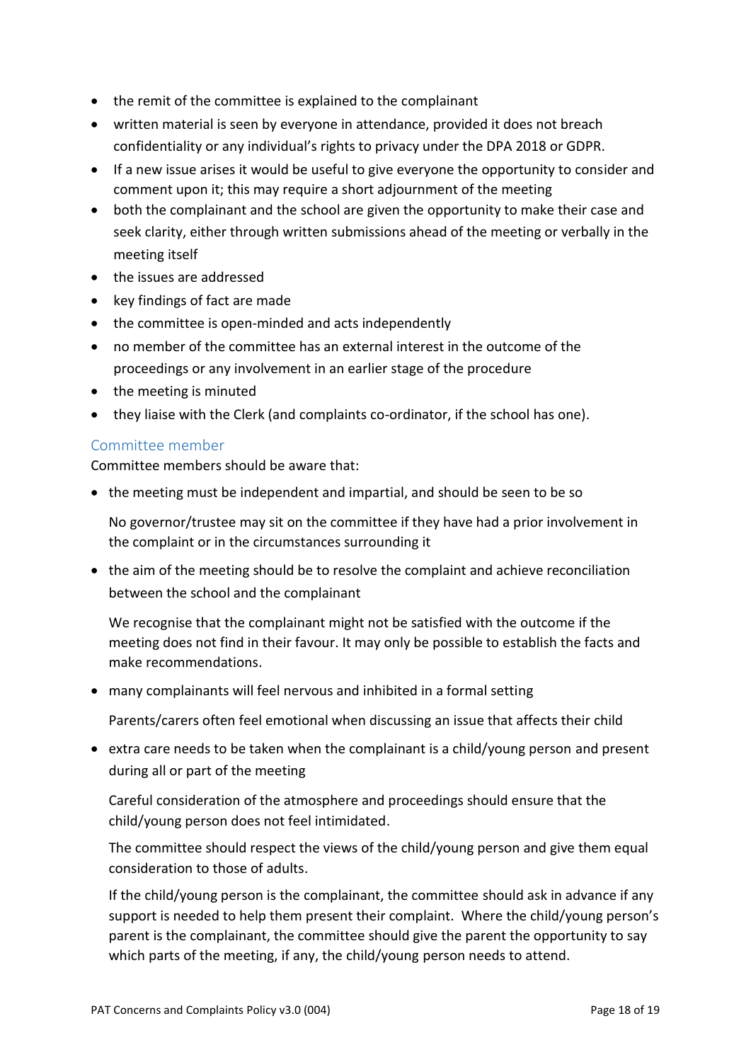- the remit of the committee is explained to the complainant
- written material is seen by everyone in attendance, provided it does not breach confidentiality or any individual's rights to privacy under the DPA 2018 or GDPR.
- If a new issue arises it would be useful to give everyone the opportunity to consider and comment upon it; this may require a short adjournment of the meeting
- both the complainant and the school are given the opportunity to make their case and seek clarity, either through written submissions ahead of the meeting or verbally in the meeting itself
- the issues are addressed
- key findings of fact are made
- the committee is open-minded and acts independently
- no member of the committee has an external interest in the outcome of the proceedings or any involvement in an earlier stage of the procedure
- the meeting is minuted
- they liaise with the Clerk (and complaints co-ordinator, if the school has one).

### Committee member

Committee members should be aware that:

- the meeting must be independent and impartial, and should be seen to be so

  No governor/trustee may sit on the committee if they have had a prior involvement in the complaint or in the circumstances surrounding it

- the aim of the meeting should be to resolve the complaint and achieve reconciliation between the school and the complainant

  We recognise that the complainant might not be satisfied with the outcome if the meeting does not find in their favour. It may only be possible to establish the facts and make recommendations.

- many complainants will feel nervous and inhibited in a formal setting

  Parents/carers often feel emotional when discussing an issue that affects their child

- extra care needs to be taken when the complainant is a child/young person and present during all or part of the meeting

  Careful consideration of the atmosphere and proceedings should ensure that the child/young person does not feel intimidated.

  The committee should respect the views of the child/young person and give them equal consideration to those of adults.

  If the child/young person is the complainant, the committee should ask in advance if any support is needed to help them present their complaint. Where the child/young person's parent is the complainant, the committee should give the parent the opportunity to say which parts of the meeting, if any, the child/young person needs to attend.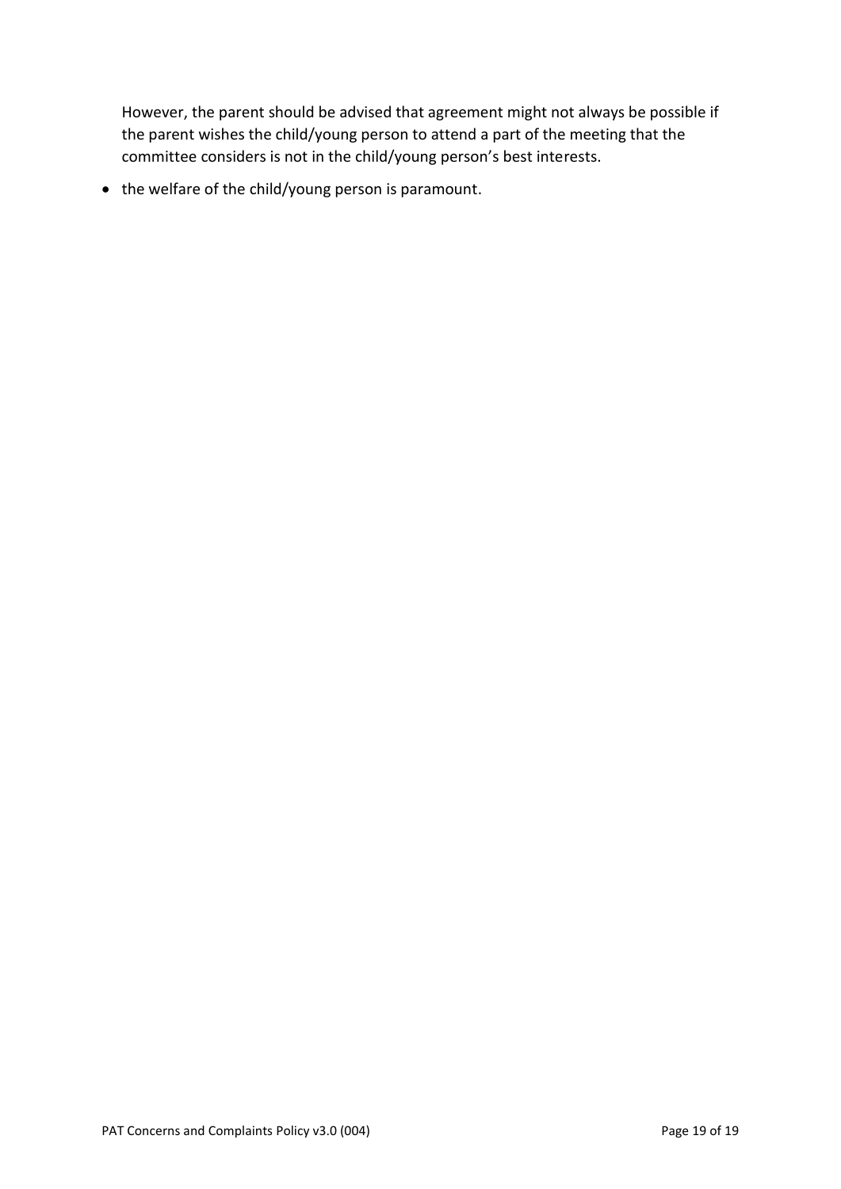However, the parent should be advised that agreement might not always be possible if the parent wishes the child/young person to attend a part of the meeting that the committee considers is not in the child/young person's best interests.

- the welfare of the child/young person is paramount.